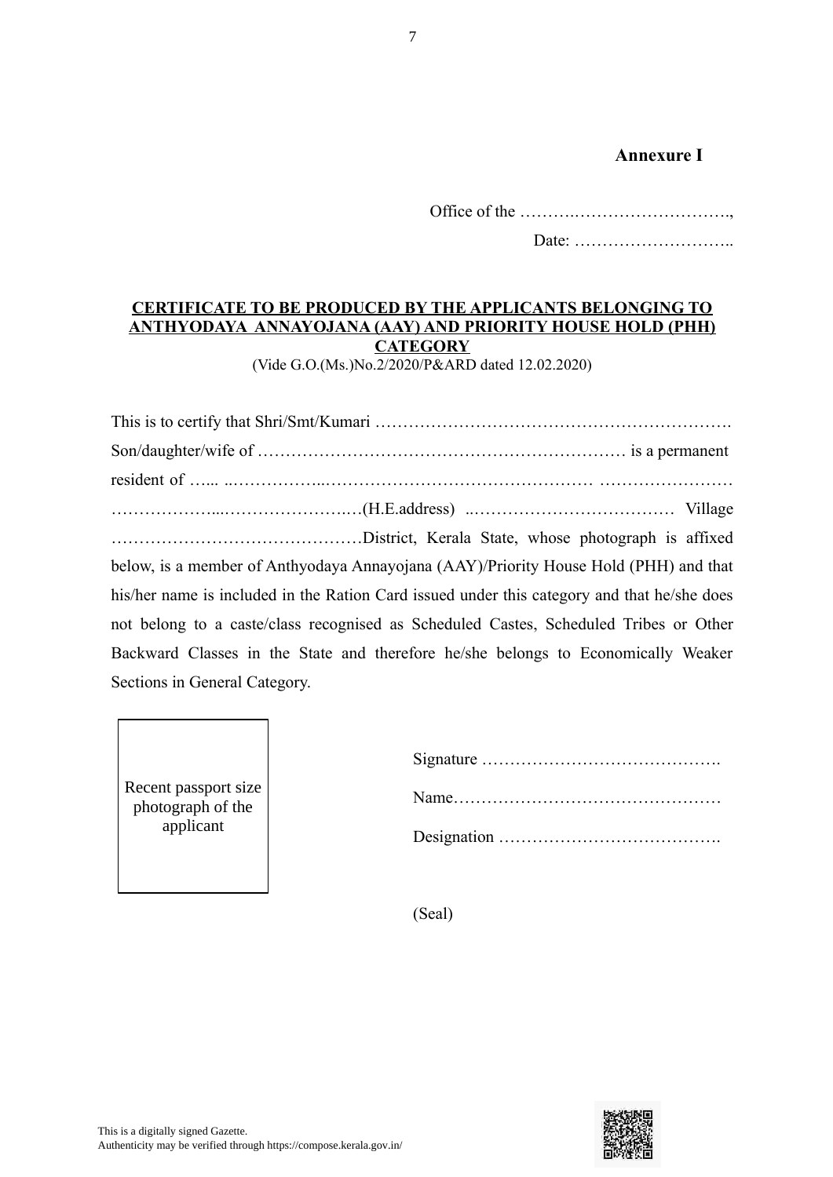**Annexure I**

Office of the ……….……………………….,

Date: ………………………..

**CERTIFICATE TO BE PRODUCED BY THE APPLICANTS BELONGING TO ANTHYODAYA ANNAYOJANA (AAY) AND PRIORITY HOUSE HOLD (PHH) CATEGORY**

(Vide G.O.(Ms.)No.2/2020/P&ARD dated 12.02.2020)

This is to certify that Shri/Smt/Kumari ………………………………………………………. Son/daughter/wife of ………………………………………………………… is a permanent resident of …... ..……………...………………………………………… …………………… ………………...…………………….…(H.E.address) ..……………………………… Village ………………………………………District, Kerala State, whose photograph is affixed below, is a member of Anthyodaya Annayojana (AAY)/Priority House Hold (PHH) and that his/her name is included in the Ration Card issued under this category and that he/she does not belong to a caste/class recognised as Scheduled Castes, Scheduled Tribes or Other Backward Classes in the State and therefore he/she belongs to Economically Weaker Sections in General Category.

Recent passport size photograph of the applicant

Signature …………………………………….

Name…………………………………………

Designation ………………………………….

(Seal)

This is a digitally signed Gazette.
Authenticity may be verified through https://compose.kerala.gov.in/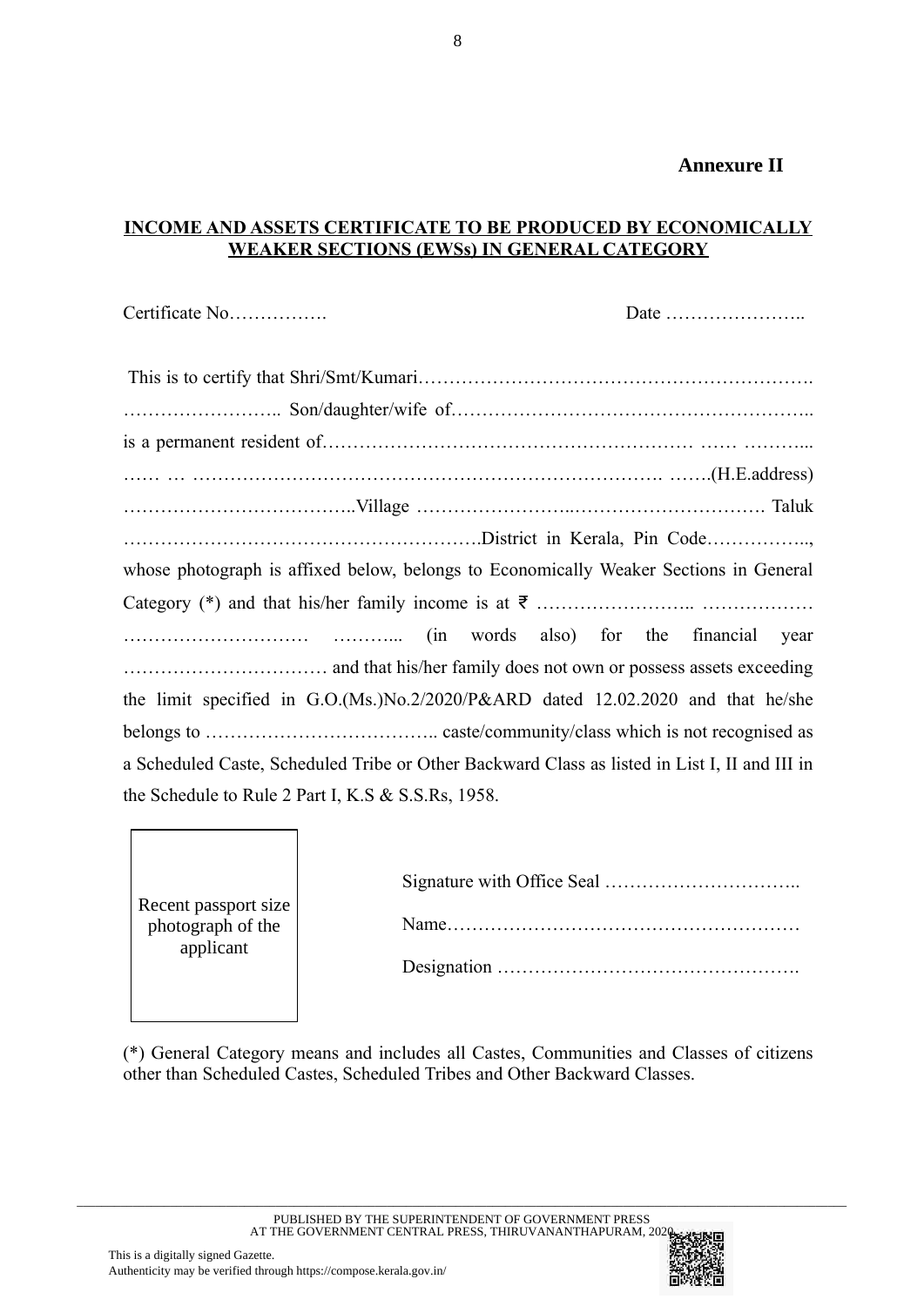**Annexure II**

**INCOME AND ASSETS CERTIFICATE TO BE PRODUCED BY ECONOMICALLY WEAKER SECTIONS (EWSs) IN GENERAL CATEGORY**

Certificate No……………. Date …………………..

This is to certify that Shri/Smt/Kumari……………………………………………………. …………………….. Son/daughter/wife of……………………………………………….. is a permanent resident of………………………………………………… …… ……….. …… … …………………………………………………………………. …….(H.E.address) ………………………………..Village ……………………..…………………………. Taluk ……………………………………………….District in Kerala, Pin Code…………….., whose photograph is affixed below, belongs to Economically Weaker Sections in General Category (*) and that his/her family income is at ₹ …………………….. ……………… ………………………… ……….. (in words also) for the financial year …………………………… and that his/her family does not own or possess assets exceeding the limit specified in G.O.(Ms.)No.2/2020/P&ARD dated 12.02.2020 and that he/she belongs to ……………………………….. caste/community/class which is not recognised as a Scheduled Caste, Scheduled Tribe or Other Backward Class as listed in List I, II and III in the Schedule to Rule 2 Part I, K.S & S.S.Rs, 1958.

Recent passport size photograph of the applicant

Signature with Office Seal …………………………..

Name…………………………………………………

Designation ………………………………………….

(*) General Category means and includes all Castes, Communities and Classes of citizens other than Scheduled Castes, Scheduled Tribes and Other Backward Classes.

PUBLISHED BY THE SUPERINTENDENT OF GOVERNMENT PRESS AT THE GOVERNMENT CENTRAL PRESS, THIRUVANANTHAPURAM, 2020

This is a digitally signed Gazette.
Authenticity may be verified through https://compose.kerala.gov.in/